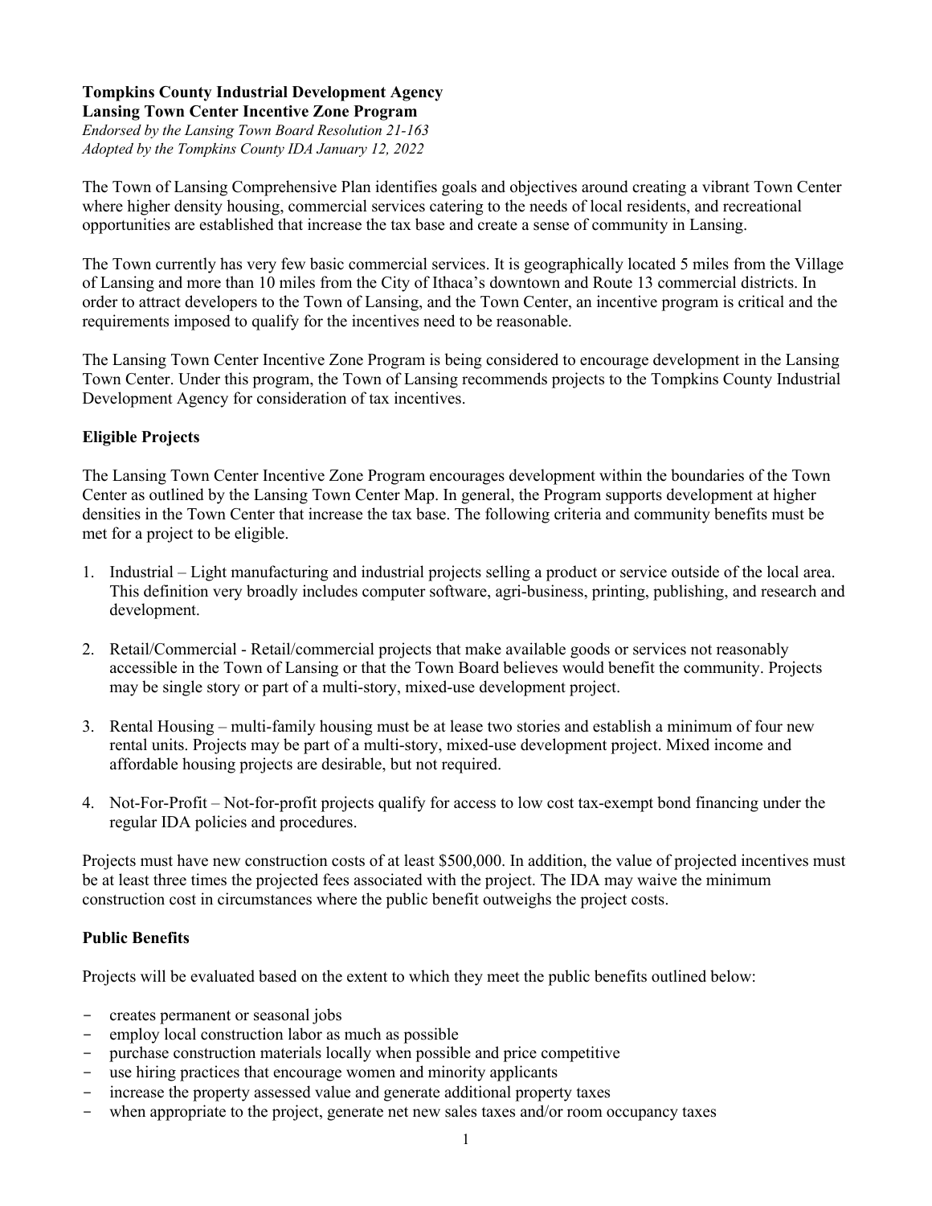**Tompkins County Industrial Development Agency**
**Lansing Town Center Incentive Zone Program**
*Endorsed by the Lansing Town Board Resolution 21-163*
*Adopted by the Tompkins County IDA January 12, 2022*

The Town of Lansing Comprehensive Plan identifies goals and objectives around creating a vibrant Town Center where higher density housing, commercial services catering to the needs of local residents, and recreational opportunities are established that increase the tax base and create a sense of community in Lansing.

The Town currently has very few basic commercial services. It is geographically located 5 miles from the Village of Lansing and more than 10 miles from the City of Ithaca's downtown and Route 13 commercial districts. In order to attract developers to the Town of Lansing, and the Town Center, an incentive program is critical and the requirements imposed to qualify for the incentives need to be reasonable.

The Lansing Town Center Incentive Zone Program is being considered to encourage development in the Lansing Town Center. Under this program, the Town of Lansing recommends projects to the Tompkins County Industrial Development Agency for consideration of tax incentives.

## Eligible Projects

The Lansing Town Center Incentive Zone Program encourages development within the boundaries of the Town Center as outlined by the Lansing Town Center Map. In general, the Program supports development at higher densities in the Town Center that increase the tax base. The following criteria and community benefits must be met for a project to be eligible.

1. Industrial – Light manufacturing and industrial projects selling a product or service outside of the local area. This definition very broadly includes computer software, agri-business, printing, publishing, and research and development.
2. Retail/Commercial - Retail/commercial projects that make available goods or services not reasonably accessible in the Town of Lansing or that the Town Board believes would benefit the community. Projects may be single story or part of a multi-story, mixed-use development project.
3. Rental Housing – multi-family housing must be at lease two stories and establish a minimum of four new rental units. Projects may be part of a multi-story, mixed-use development project. Mixed income and affordable housing projects are desirable, but not required.
4. Not-For-Profit – Not-for-profit projects qualify for access to low cost tax-exempt bond financing under the regular IDA policies and procedures.

Projects must have new construction costs of at least $500,000. In addition, the value of projected incentives must be at least three times the projected fees associated with the project. The IDA may waive the minimum construction cost in circumstances where the public benefit outweighs the project costs.

## Public Benefits

Projects will be evaluated based on the extent to which they meet the public benefits outlined below:

- creates permanent or seasonal jobs
- employ local construction labor as much as possible
- purchase construction materials locally when possible and price competitive
- use hiring practices that encourage women and minority applicants
- increase the property assessed value and generate additional property taxes
- when appropriate to the project, generate net new sales taxes and/or room occupancy taxes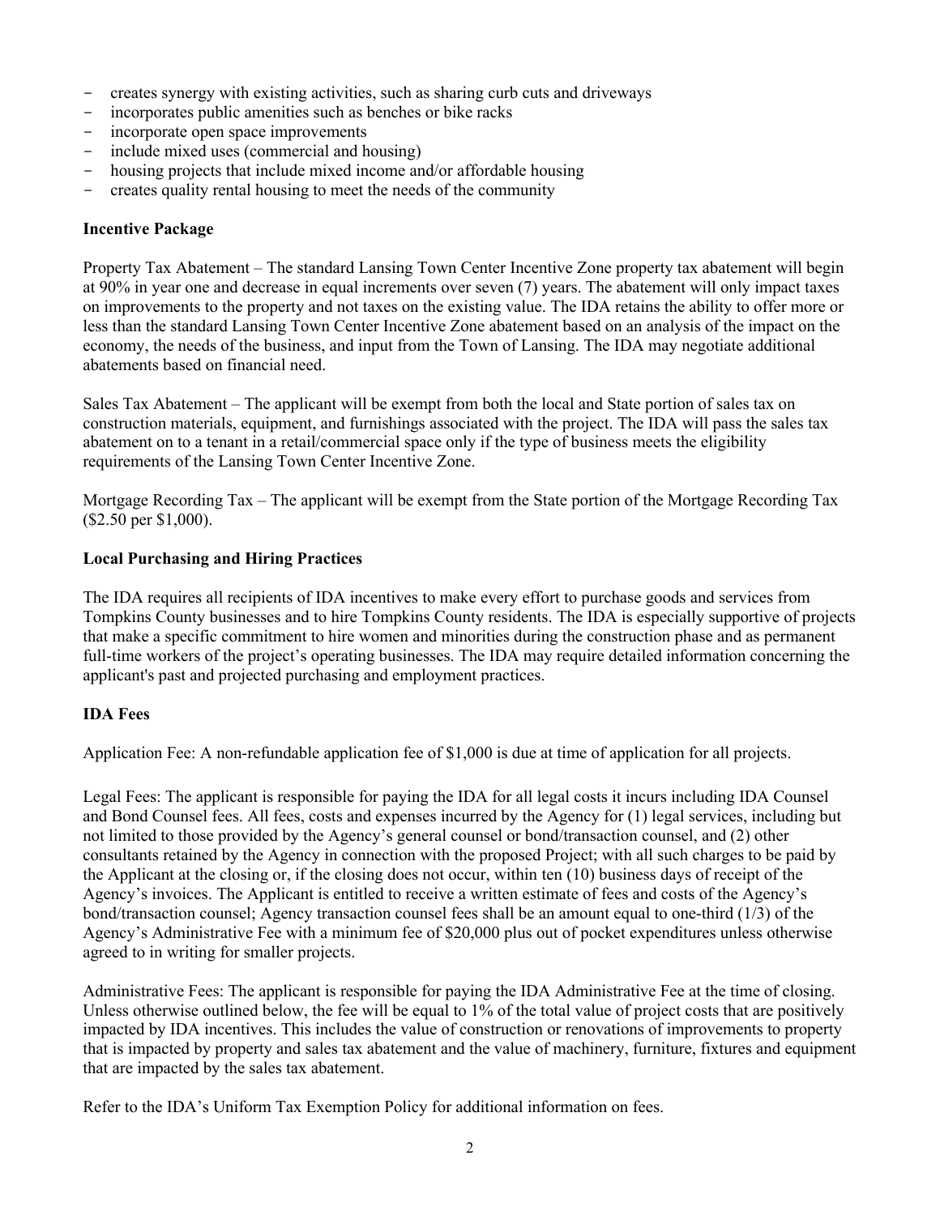- creates synergy with existing activities, such as sharing curb cuts and driveways
- incorporates public amenities such as benches or bike racks
- incorporate open space improvements
- include mixed uses (commercial and housing)
- housing projects that include mixed income and/or affordable housing
- creates quality rental housing to meet the needs of the community

**Incentive Package**

Property Tax Abatement – The standard Lansing Town Center Incentive Zone property tax abatement will begin at 90% in year one and decrease in equal increments over seven (7) years. The abatement will only impact taxes on improvements to the property and not taxes on the existing value. The IDA retains the ability to offer more or less than the standard Lansing Town Center Incentive Zone abatement based on an analysis of the impact on the economy, the needs of the business, and input from the Town of Lansing. The IDA may negotiate additional abatements based on financial need.

Sales Tax Abatement – The applicant will be exempt from both the local and State portion of sales tax on construction materials, equipment, and furnishings associated with the project. The IDA will pass the sales tax abatement on to a tenant in a retail/commercial space only if the type of business meets the eligibility requirements of the Lansing Town Center Incentive Zone.

Mortgage Recording Tax – The applicant will be exempt from the State portion of the Mortgage Recording Tax ($2.50 per $1,000).

**Local Purchasing and Hiring Practices**

The IDA requires all recipients of IDA incentives to make every effort to purchase goods and services from Tompkins County businesses and to hire Tompkins County residents. The IDA is especially supportive of projects that make a specific commitment to hire women and minorities during the construction phase and as permanent full-time workers of the project's operating businesses. The IDA may require detailed information concerning the applicant's past and projected purchasing and employment practices.

**IDA Fees**

Application Fee: A non-refundable application fee of $1,000 is due at time of application for all projects.

Legal Fees: The applicant is responsible for paying the IDA for all legal costs it incurs including IDA Counsel and Bond Counsel fees. All fees, costs and expenses incurred by the Agency for (1) legal services, including but not limited to those provided by the Agency's general counsel or bond/transaction counsel, and (2) other consultants retained by the Agency in connection with the proposed Project; with all such charges to be paid by the Applicant at the closing or, if the closing does not occur, within ten (10) business days of receipt of the Agency's invoices. The Applicant is entitled to receive a written estimate of fees and costs of the Agency's bond/transaction counsel; Agency transaction counsel fees shall be an amount equal to one-third (1/3) of the Agency's Administrative Fee with a minimum fee of $20,000 plus out of pocket expenditures unless otherwise agreed to in writing for smaller projects.

Administrative Fees: The applicant is responsible for paying the IDA Administrative Fee at the time of closing. Unless otherwise outlined below, the fee will be equal to 1% of the total value of project costs that are positively impacted by IDA incentives. This includes the value of construction or renovations of improvements to property that is impacted by property and sales tax abatement and the value of machinery, furniture, fixtures and equipment that are impacted by the sales tax abatement.

Refer to the IDA's Uniform Tax Exemption Policy for additional information on fees.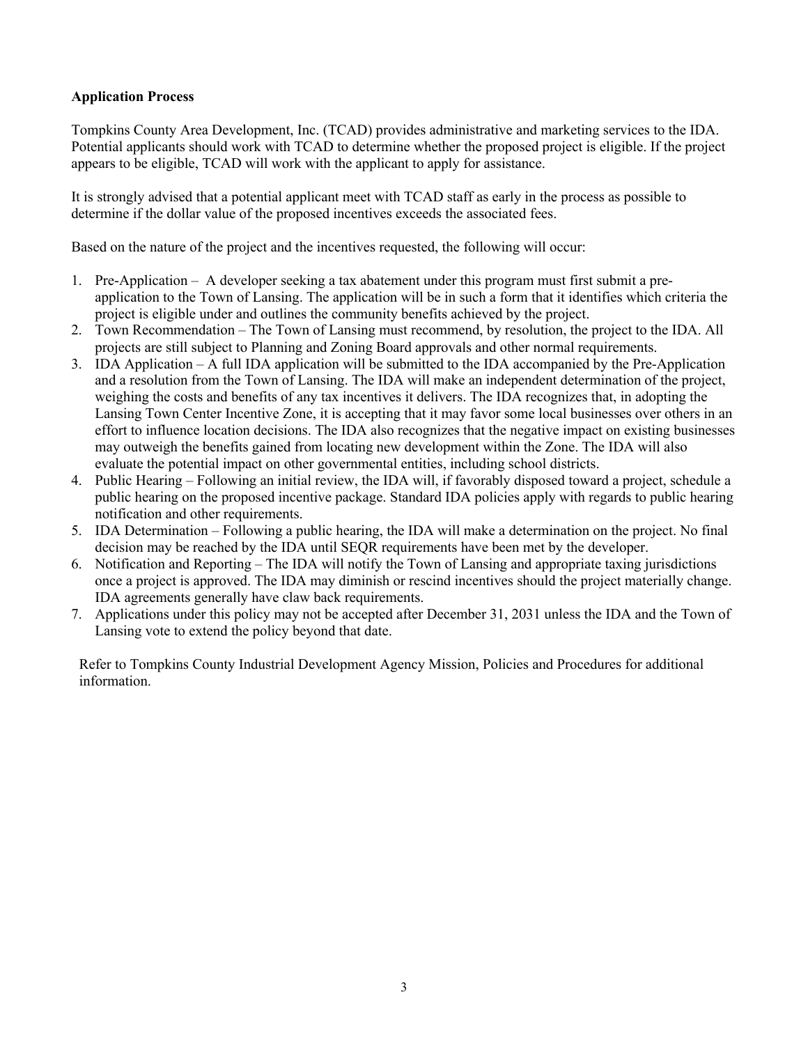**Application Process**

Tompkins County Area Development, Inc. (TCAD) provides administrative and marketing services to the IDA. Potential applicants should work with TCAD to determine whether the proposed project is eligible. If the project appears to be eligible, TCAD will work with the applicant to apply for assistance.

It is strongly advised that a potential applicant meet with TCAD staff as early in the process as possible to determine if the dollar value of the proposed incentives exceeds the associated fees.

Based on the nature of the project and the incentives requested, the following will occur:

1. Pre-Application – A developer seeking a tax abatement under this program must first submit a pre-application to the Town of Lansing. The application will be in such a form that it identifies which criteria the project is eligible under and outlines the community benefits achieved by the project.
2. Town Recommendation – The Town of Lansing must recommend, by resolution, the project to the IDA. All projects are still subject to Planning and Zoning Board approvals and other normal requirements.
3. IDA Application – A full IDA application will be submitted to the IDA accompanied by the Pre-Application and a resolution from the Town of Lansing. The IDA will make an independent determination of the project, weighing the costs and benefits of any tax incentives it delivers. The IDA recognizes that, in adopting the Lansing Town Center Incentive Zone, it is accepting that it may favor some local businesses over others in an effort to influence location decisions. The IDA also recognizes that the negative impact on existing businesses may outweigh the benefits gained from locating new development within the Zone. The IDA will also evaluate the potential impact on other governmental entities, including school districts.
4. Public Hearing – Following an initial review, the IDA will, if favorably disposed toward a project, schedule a public hearing on the proposed incentive package. Standard IDA policies apply with regards to public hearing notification and other requirements.
5. IDA Determination – Following a public hearing, the IDA will make a determination on the project. No final decision may be reached by the IDA until SEQR requirements have been met by the developer.
6. Notification and Reporting – The IDA will notify the Town of Lansing and appropriate taxing jurisdictions once a project is approved. The IDA may diminish or rescind incentives should the project materially change. IDA agreements generally have claw back requirements.
7. Applications under this policy may not be accepted after December 31, 2031 unless the IDA and the Town of Lansing vote to extend the policy beyond that date.

Refer to Tompkins County Industrial Development Agency Mission, Policies and Procedures for additional information.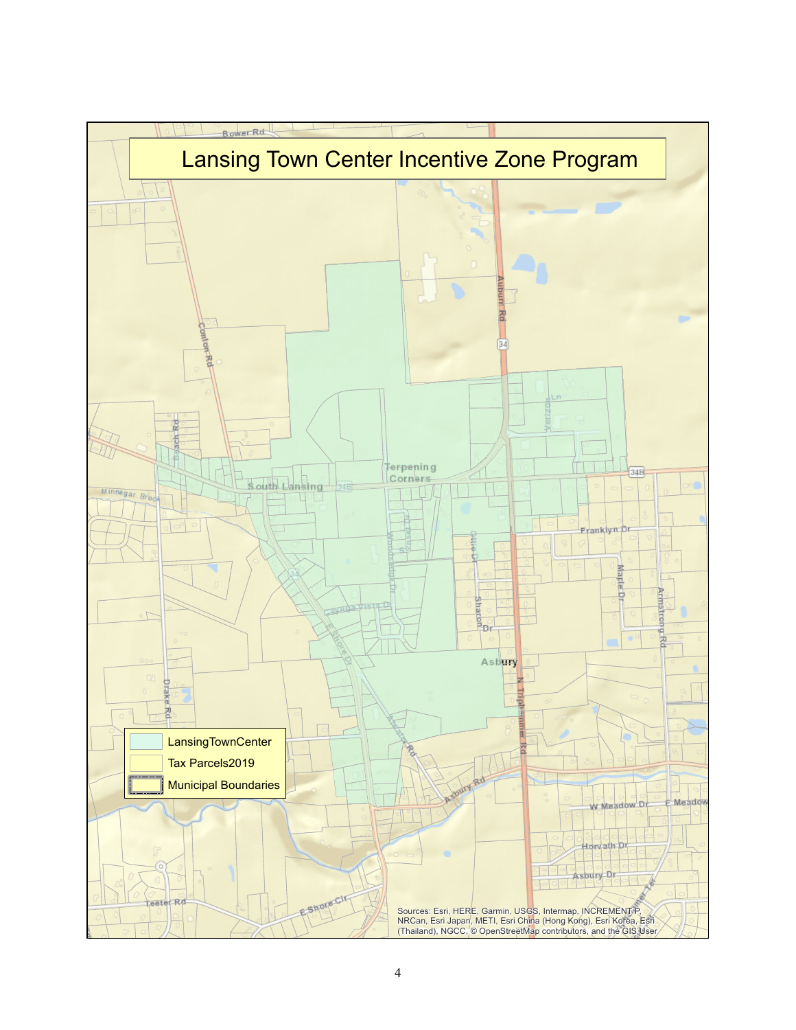# Lansing Town Center Incentive Zone Program

| Legend |
| --- |
| LansingTownCenter |
| Tax Parcels2019 |
| Municipal Boundaries |

Sources: Esri, HERE, Garmin, USGS, Intermap, INCREMENT P, NRCan, Esri Japan, METI, Esri China (Hong Kong), Esri Korea, Esri (Thailand), NGCC, © OpenStreetMap contributors, and the GIS User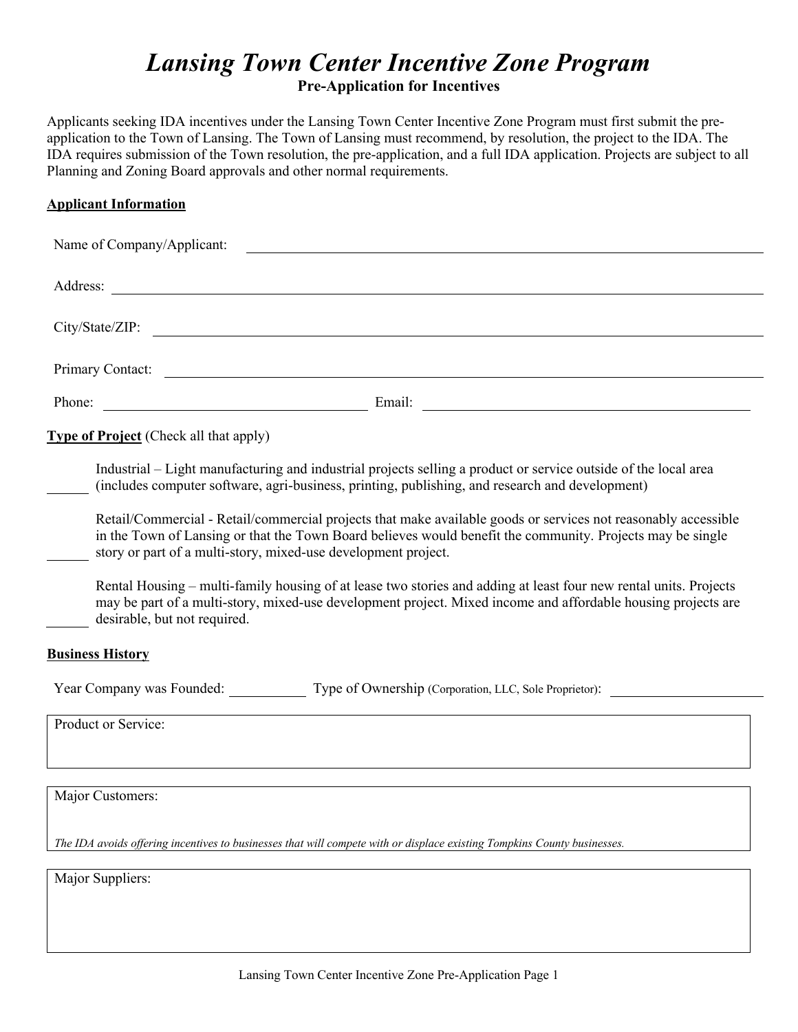# *Lansing Town Center Incentive Zone Program*

**Pre-Application for Incentives**

Applicants seeking IDA incentives under the Lansing Town Center Incentive Zone Program must first submit the pre-application to the Town of Lansing. The Town of Lansing must recommend, by resolution, the project to the IDA. The IDA requires submission of the Town resolution, the pre-application, and a full IDA application. Projects are subject to all Planning and Zoning Board approvals and other normal requirements.

**Applicant Information**

Name of Company/Applicant: ______________________________

Address: ______________________________

City/State/ZIP: ______________________________

Primary Contact: ______________________________

Phone: ____________________ Email: ____________________

**Type of Project** (Check all that apply)

______ Industrial – Light manufacturing and industrial projects selling a product or service outside of the local area (includes computer software, agri-business, printing, publishing, and research and development)

______ Retail/Commercial - Retail/commercial projects that make available goods or services not reasonably accessible in the Town of Lansing or that the Town Board believes would benefit the community. Projects may be single story or part of a multi-story, mixed-use development project.

______ Rental Housing – multi-family housing of at lease two stories and adding at least four new rental units. Projects may be part of a multi-story, mixed-use development project. Mixed income and affordable housing projects are desirable, but not required.

**Business History**

Year Company was Founded: __________ Type of Ownership (Corporation, LLC, Sole Proprietor): __________

Product or Service:

Major Customers:

*The IDA avoids offering incentives to businesses that will compete with or displace existing Tompkins County businesses.*

Major Suppliers: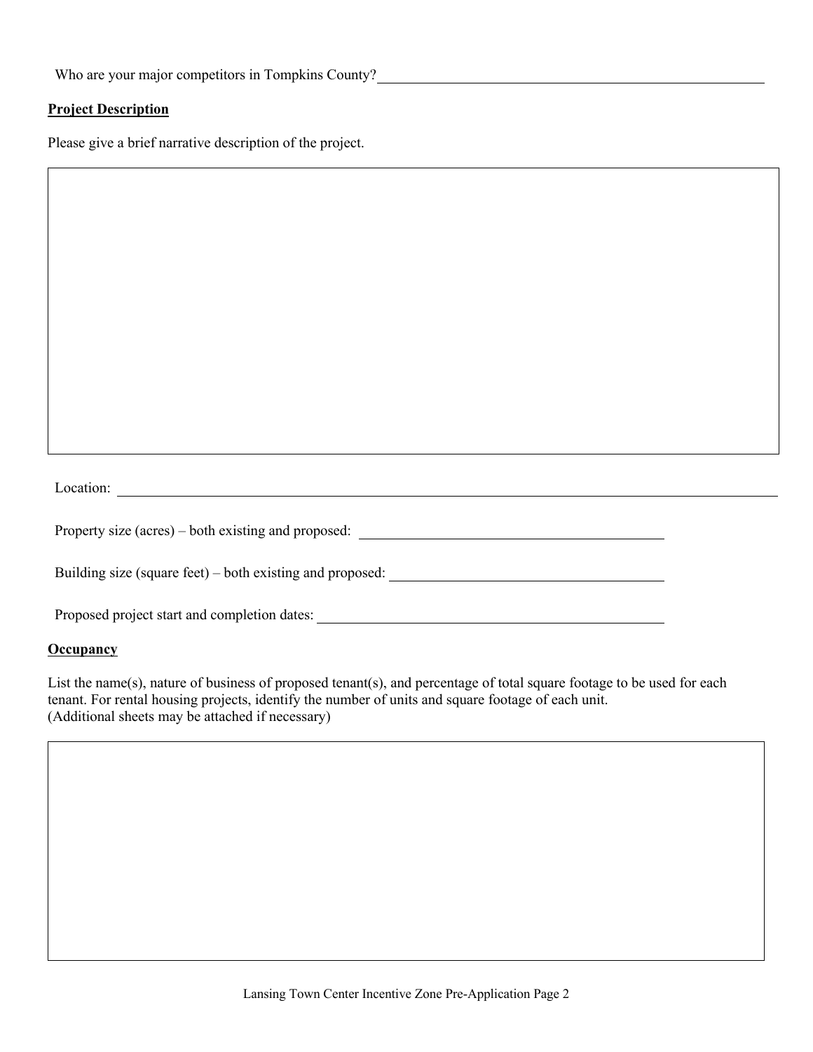Who are your major competitors in Tompkins County? ______________________________________________

**Project Description**

Please give a brief narrative description of the project.

| |
|---|
| |

Location: ______________________________________________

Property size (acres) – both existing and proposed: ______________________________

Building size (square feet) – both existing and proposed: ______________________________

Proposed project start and completion dates: ______________________________

**Occupancy**

List the name(s), nature of business of proposed tenant(s), and percentage of total square footage to be used for each tenant. For rental housing projects, identify the number of units and square footage of each unit.
(Additional sheets may be attached if necessary)

| |
|---|
| |

Lansing Town Center Incentive Zone Pre-Application Page 2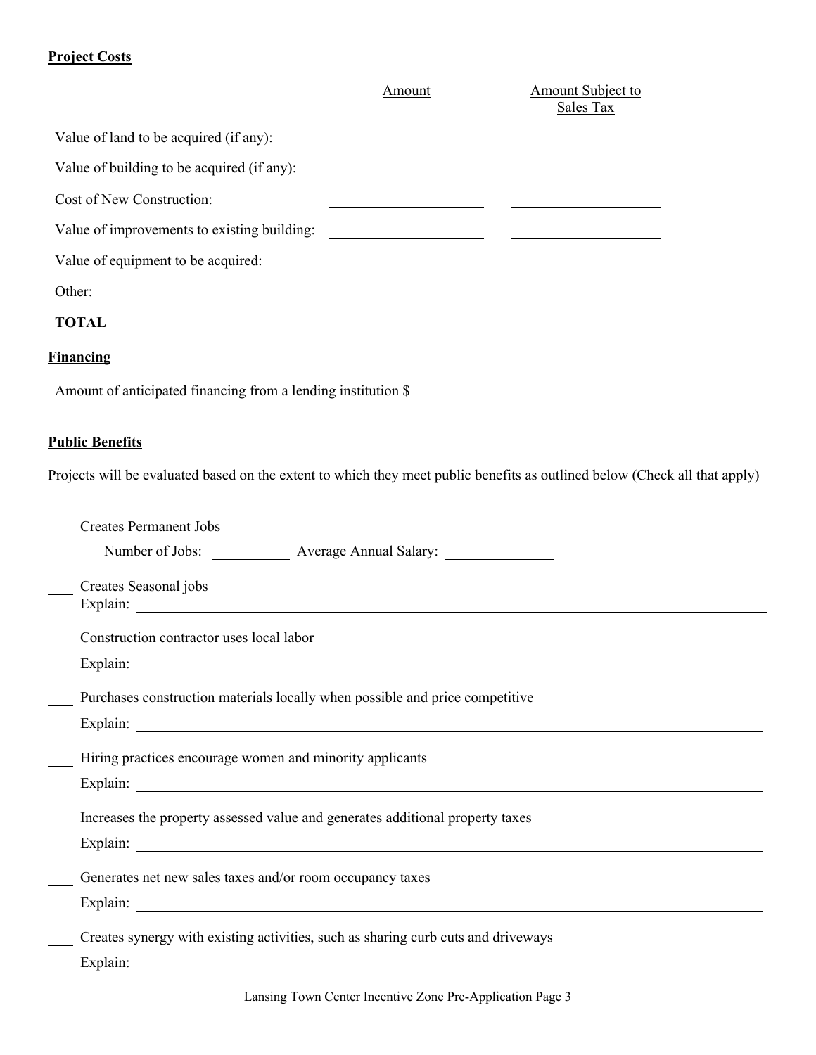**Project Costs**

| | Amount | Amount Subject to Sales Tax |
|---|---|---|
| Value of land to be acquired (if any): | ____________ | |
| Value of building to be acquired (if any): | ____________ | |
| Cost of New Construction: | ____________ | ____________ |
| Value of improvements to existing building: | ____________ | ____________ |
| Value of equipment to be acquired: | ____________ | ____________ |
| Other: | ____________ | ____________ |
| **TOTAL** | ____________ | ____________ |

**Financing**

Amount of anticipated financing from a lending institution $ ____________________

**Public Benefits**

Projects will be evaluated based on the extent to which they meet public benefits as outlined below (Check all that apply)

___ Creates Permanent Jobs

Number of Jobs: ________ Average Annual Salary: __________

___ Creates Seasonal jobs

Explain: ____________________________________________

___ Construction contractor uses local labor

Explain: ____________________________________________

___ Purchases construction materials locally when possible and price competitive

Explain: ____________________________________________

___ Hiring practices encourage women and minority applicants

Explain: ____________________________________________

___ Increases the property assessed value and generates additional property taxes

Explain: ____________________________________________

___ Generates net new sales taxes and/or room occupancy taxes

Explain: ____________________________________________

___ Creates synergy with existing activities, such as sharing curb cuts and driveways

Explain: ____________________________________________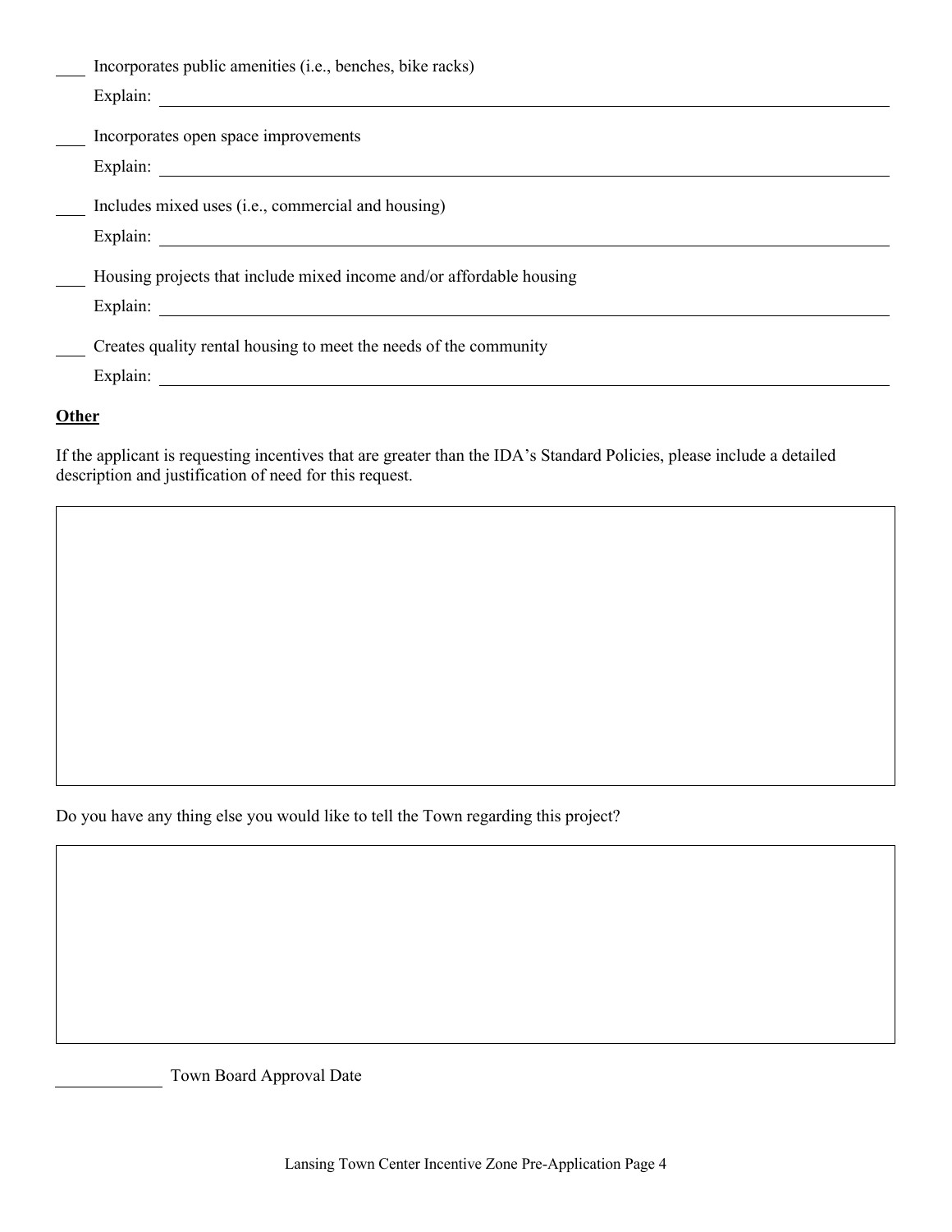\_\_\_ Incorporates public amenities (i.e., benches, bike racks)

Explain: \_\_\_\_\_\_\_\_\_\_\_\_\_\_\_\_\_\_\_\_\_\_\_\_\_\_\_\_\_\_\_\_\_\_\_\_\_\_\_\_

\_\_\_ Incorporates open space improvements

Explain: \_\_\_\_\_\_\_\_\_\_\_\_\_\_\_\_\_\_\_\_\_\_\_\_\_\_\_\_\_\_\_\_\_\_\_\_\_\_\_\_

\_\_\_ Includes mixed uses (i.e., commercial and housing)

Explain: \_\_\_\_\_\_\_\_\_\_\_\_\_\_\_\_\_\_\_\_\_\_\_\_\_\_\_\_\_\_\_\_\_\_\_\_\_\_\_\_

\_\_\_ Housing projects that include mixed income and/or affordable housing

Explain: \_\_\_\_\_\_\_\_\_\_\_\_\_\_\_\_\_\_\_\_\_\_\_\_\_\_\_\_\_\_\_\_\_\_\_\_\_\_\_\_

\_\_\_ Creates quality rental housing to meet the needs of the community

Explain: \_\_\_\_\_\_\_\_\_\_\_\_\_\_\_\_\_\_\_\_\_\_\_\_\_\_\_\_\_\_\_\_\_\_\_\_\_\_\_\_

**Other**

If the applicant is requesting incentives that are greater than the IDA's Standard Policies, please include a detailed description and justification of need for this request.

| |
|---|
| |

Do you have any thing else you would like to tell the Town regarding this project?

| |
|---|
| |

\_\_\_\_\_\_\_\_\_\_\_\_ Town Board Approval Date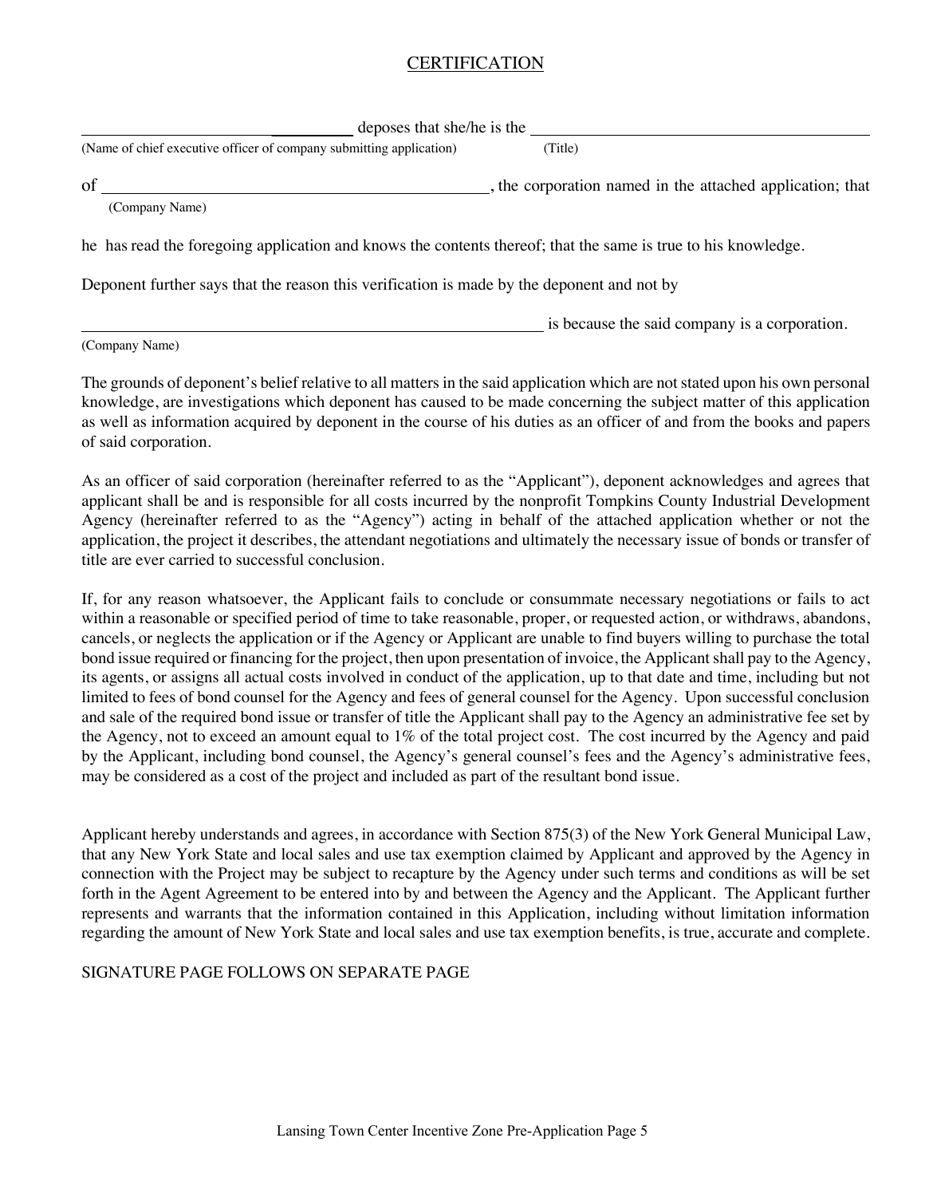# CERTIFICATION

\_\_\_\_\_\_\_\_\_\_\_\_\_\_\_\_\_\_\_\_\_\_\_\_\_\_\_\_\_\_\_\_ deposes that she/he is the \_\_\_\_\_\_\_\_\_\_\_\_\_\_\_\_\_\_\_\_\_\_\_\_\_\_\_\_\_\_\_\_\_\_\_\_\_\_\_\_

(Name of chief executive officer of company submitting application) (Title)

of \_\_\_\_\_\_\_\_\_\_\_\_\_\_\_\_\_\_\_\_\_\_\_\_\_\_\_\_\_\_\_\_\_\_\_\_\_\_\_\_\_\_\_\_\_\_, the corporation named in the attached application; that

(Company Name)

he has read the foregoing application and knows the contents thereof; that the same is true to his knowledge.

Deponent further says that the reason this verification is made by the deponent and not by

\_\_\_\_\_\_\_\_\_\_\_\_\_\_\_\_\_\_\_\_\_\_\_\_\_\_\_\_\_\_\_\_\_\_\_\_\_\_\_\_\_\_\_\_\_\_\_\_\_\_\_\_\_\_\_\_ is because the said company is a corporation.

(Company Name)

The grounds of deponent's belief relative to all matters in the said application which are not stated upon his own personal knowledge, are investigations which deponent has caused to be made concerning the subject matter of this application as well as information acquired by deponent in the course of his duties as an officer of and from the books and papers of said corporation.

As an officer of said corporation (hereinafter referred to as the "Applicant"), deponent acknowledges and agrees that applicant shall be and is responsible for all costs incurred by the nonprofit Tompkins County Industrial Development Agency (hereinafter referred to as the "Agency") acting in behalf of the attached application whether or not the application, the project it describes, the attendant negotiations and ultimately the necessary issue of bonds or transfer of title are ever carried to successful conclusion.

If, for any reason whatsoever, the Applicant fails to conclude or consummate necessary negotiations or fails to act within a reasonable or specified period of time to take reasonable, proper, or requested action, or withdraws, abandons, cancels, or neglects the application or if the Agency or Applicant are unable to find buyers willing to purchase the total bond issue required or financing for the project, then upon presentation of invoice, the Applicant shall pay to the Agency, its agents, or assigns all actual costs involved in conduct of the application, up to that date and time, including but not limited to fees of bond counsel for the Agency and fees of general counsel for the Agency. Upon successful conclusion and sale of the required bond issue or transfer of title the Applicant shall pay to the Agency an administrative fee set by the Agency, not to exceed an amount equal to 1% of the total project cost. The cost incurred by the Agency and paid by the Applicant, including bond counsel, the Agency's general counsel's fees and the Agency's administrative fees, may be considered as a cost of the project and included as part of the resultant bond issue.

Applicant hereby understands and agrees, in accordance with Section 875(3) of the New York General Municipal Law, that any New York State and local sales and use tax exemption claimed by Applicant and approved by the Agency in connection with the Project may be subject to recapture by the Agency under such terms and conditions as will be set forth in the Agent Agreement to be entered into by and between the Agency and the Applicant. The Applicant further represents and warrants that the information contained in this Application, including without limitation information regarding the amount of New York State and local sales and use tax exemption benefits, is true, accurate and complete.

SIGNATURE PAGE FOLLOWS ON SEPARATE PAGE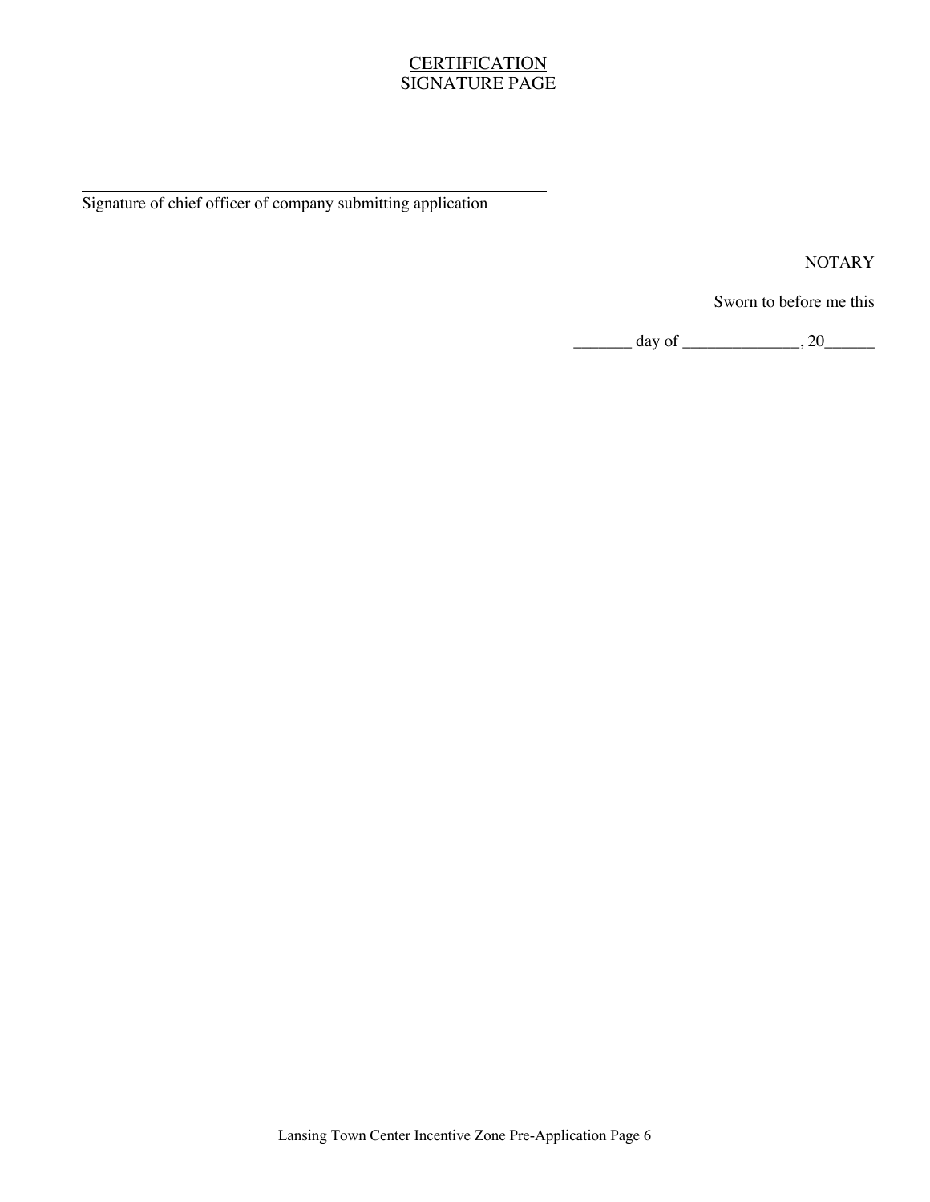## <u>CERTIFICATION</u>
## SIGNATURE PAGE

_______________________________________________
Signature of chief officer of company submitting application

NOTARY

Sworn to before me this

_______ day of ______________, 20______

__________________________